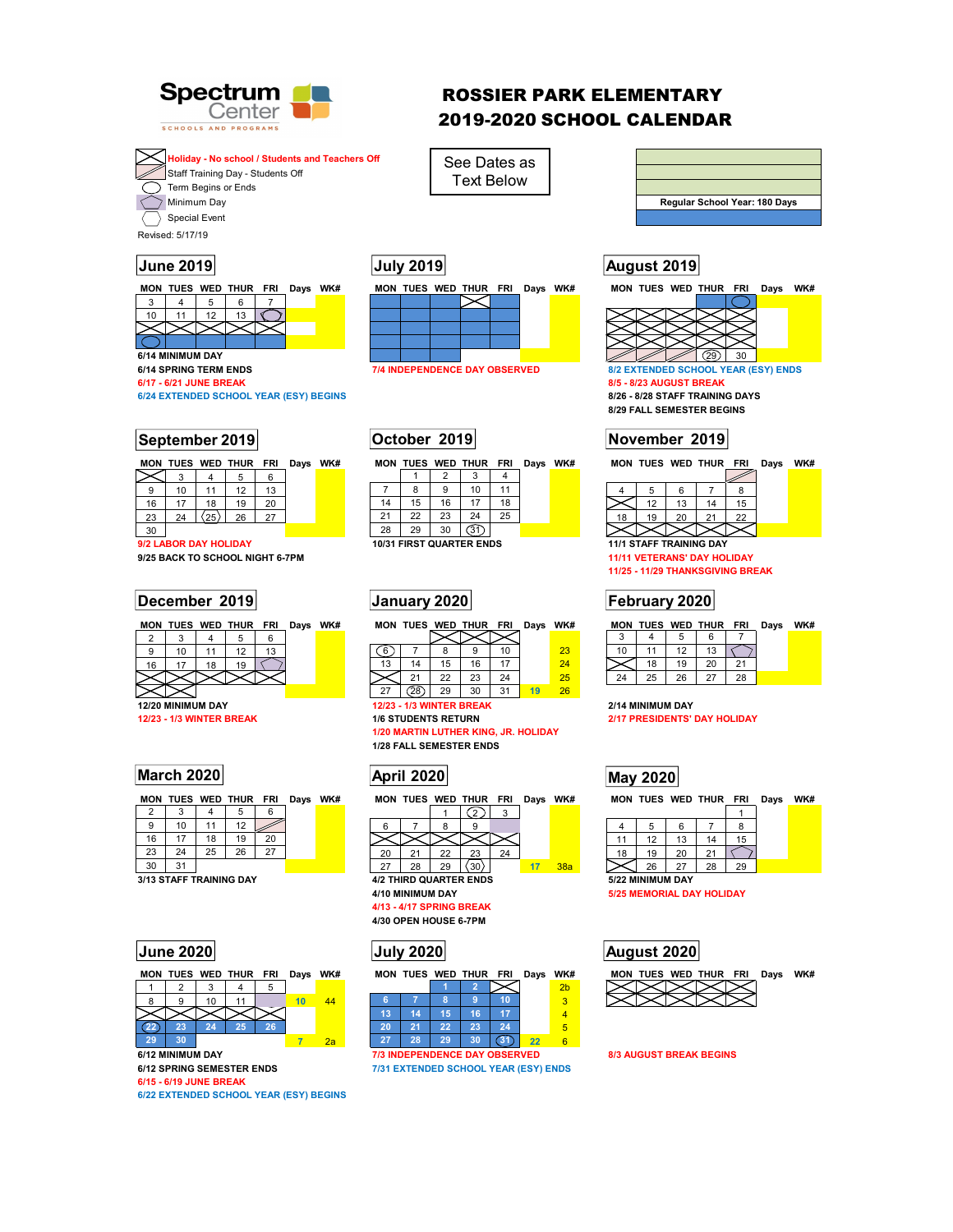Spectrum Center
SCHOOLS AND PROGRAMS

# ROSSIER PARK ELEMENTARY
# 2019-2020 SCHOOL CALENDAR

- Holiday - No school / Students and Teachers Off
- Staff Training Day - Students Off
- Term Begins or Ends
- Minimum Day
- Special Event

Revised: 5/17/19

See Dates as Text Below

Regular School Year: 180 Days

## June 2019

| MON | TUES | WED | THUR | FRI | Days | WK# |
|---|---|---|---|---|---|---|
| 3 | 4 | 5 | 6 | 7 | | |
| 10 | 11 | 12 | 13 | 14 | | |
| 17 | 18 | 19 | 20 | 21 | | |
| 24 | 25 | 26 | 27 | 28 | | |

6/14 MINIMUM DAY
6/14 SPRING TERM ENDS
6/17 - 6/21 JUNE BREAK
6/24 EXTENDED SCHOOL YEAR (ESY) BEGINS

## July 2019

| MON | TUES | WED | THUR | FRI | Days | WK# |
|---|---|---|---|---|---|---|
| 1 | 2 | 3 | 4 | 5 | | |
| 8 | 9 | 10 | 11 | 12 | | |
| 15 | 16 | 17 | 18 | 19 | | |
| 22 | 23 | 24 | 25 | 26 | | |
| 29 | 30 | 31 | | | | |

7/4 INDEPENDENCE DAY OBSERVED

## August 2019

| MON | TUES | WED | THUR | FRI | Days | WK# |
|---|---|---|---|---|---|---|
| | | | 1 | 2 | | |
| 5 | 6 | 7 | 8 | 9 | | |
| 12 | 13 | 14 | 15 | 16 | | |
| 19 | 20 | 21 | 22 | 23 | | |
| 26 | 27 | 28 | 29 | 30 | | |

8/2 EXTENDED SCHOOL YEAR (ESY) ENDS
8/5 - 8/23 AUGUST BREAK
8/26 - 8/28 STAFF TRAINING DAYS
8/29 FALL SEMESTER BEGINS

## September 2019

| MON | TUES | WED | THUR | FRI | Days | WK# |
|---|---|---|---|---|---|---|
| 2 | 3 | 4 | 5 | 6 | | |
| 9 | 10 | 11 | 12 | 13 | | |
| 16 | 17 | 18 | 19 | 20 | | |
| 23 | 24 | 25 | 26 | 27 | | |
| 30 | | | | | | |

9/2 LABOR DAY HOLIDAY
9/25 BACK TO SCHOOL NIGHT 6-7PM

## October 2019

| MON | TUES | WED | THUR | FRI | Days | WK# |
|---|---|---|---|---|---|---|
| | 1 | 2 | 3 | 4 | | |
| 7 | 8 | 9 | 10 | 11 | | |
| 14 | 15 | 16 | 17 | 18 | | |
| 21 | 22 | 23 | 24 | 25 | | |
| 28 | 29 | 30 | 31 | | | |

10/31 FIRST QUARTER ENDS

## November 2019

| MON | TUES | WED | THUR | FRI | Days | WK# |
|---|---|---|---|---|---|---|
| | | | | 1 | | |
| 4 | 5 | 6 | 7 | 8 | | |
| 11 | 12 | 13 | 14 | 15 | | |
| 18 | 19 | 20 | 21 | 22 | | |
| 25 | 26 | 27 | 28 | 29 | | |

11/1 STAFF TRAINING DAY
11/11 VETERANS' DAY HOLIDAY
11/25 - 11/29 THANKSGIVING BREAK

## December 2019

| MON | TUES | WED | THUR | FRI | Days | WK# |
|---|---|---|---|---|---|---|
| 2 | 3 | 4 | 5 | 6 | | |
| 9 | 10 | 11 | 12 | 13 | | |
| 16 | 17 | 18 | 19 | 20 | | |
| 23 | 24 | 25 | 26 | 27 | | |
| 30 | 31 | | | | | |

12/20 MINIMUM DAY
12/23 - 1/3 WINTER BREAK

## January 2020

| MON | TUES | WED | THUR | FRI | Days | WK# |
|---|---|---|---|---|---|---|
| | | 1 | 2 | 3 | | |
| 6 | 7 | 8 | 9 | 10 | | 23 |
| 13 | 14 | 15 | 16 | 17 | | 24 |
| 20 | 21 | 22 | 23 | 24 | | 25 |
| 27 | 28 | 29 | 30 | 31 | 19 | 26 |

12/23 - 1/3 WINTER BREAK
1/6 STUDENTS RETURN
1/20 MARTIN LUTHER KING, JR. HOLIDAY
1/28 FALL SEMESTER ENDS

## February 2020

| MON | TUES | WED | THUR | FRI | Days | WK# |
|---|---|---|---|---|---|---|
| 3 | 4 | 5 | 6 | 7 | | |
| 10 | 11 | 12 | 13 | 14 | | |
| 17 | 18 | 19 | 20 | 21 | | |
| 24 | 25 | 26 | 27 | 28 | | |

2/14 MINIMUM DAY
2/17 PRESIDENTS' DAY HOLIDAY

## March 2020

| MON | TUES | WED | THUR | FRI | Days | WK# |
|---|---|---|---|---|---|---|
| 2 | 3 | 4 | 5 | 6 | | |
| 9 | 10 | 11 | 12 | 13 | | |
| 16 | 17 | 18 | 19 | 20 | | |
| 23 | 24 | 25 | 26 | 27 | | |
| 30 | 31 | | | | | |

3/13 STAFF TRAINING DAY

## April 2020

| MON | TUES | WED | THUR | FRI | Days | WK# |
|---|---|---|---|---|---|---|
| | | 1 | 2 | 3 | | |
| 6 | 7 | 8 | 9 | 10 | | |
| 13 | 14 | 15 | 16 | 17 | | |
| 20 | 21 | 22 | 23 | 24 | | |
| 27 | 28 | 29 | 30 | | 17 | 38a |

4/2 THIRD QUARTER ENDS
4/10 MINIMUM DAY
4/13 - 4/17 SPRING BREAK
4/30 OPEN HOUSE 6-7PM

## May 2020

| MON | TUES | WED | THUR | FRI | Days | WK# |
|---|---|---|---|---|---|---|
| | | | | 1 | | |
| 4 | 5 | 6 | 7 | 8 | | |
| 11 | 12 | 13 | 14 | 15 | | |
| 18 | 19 | 20 | 21 | 22 | | |
| 25 | 26 | 27 | 28 | 29 | | |

5/22 MINIMUM DAY
5/25 MEMORIAL DAY HOLIDAY

## June 2020

| MON | TUES | WED | THUR | FRI | Days | WK# |
|---|---|---|---|---|---|---|
| 1 | 2 | 3 | 4 | 5 | | |
| 8 | 9 | 10 | 11 | 12 | 10 | 44 |
| 15 | 16 | 17 | 18 | 19 | | |
| 22 | 23 | 24 | 25 | 26 | | |
| 29 | 30 | | | | 7 | 2a |

6/12 MINIMUM DAY
6/12 SPRING SEMESTER ENDS
6/15 - 6/19 JUNE BREAK
6/22 EXTENDED SCHOOL YEAR (ESY) BEGINS

## July 2020

| MON | TUES | WED | THUR | FRI | Days | WK# |
|---|---|---|---|---|---|---|
| | | 1 | 2 | 3 | | 2b |
| 6 | 7 | 8 | 9 | 10 | | 3 |
| 13 | 14 | 15 | 16 | 17 | | 4 |
| 20 | 21 | 22 | 23 | 24 | | 5 |
| 27 | 28 | 29 | 30 | 31 | 22 | 6 |

7/3 INDEPENDENCE DAY OBSERVED
7/31 EXTENDED SCHOOL YEAR (ESY) ENDS

## August 2020

| MON | TUES | WED | THUR | FRI | Days | WK# |
|---|---|---|---|---|---|---|
| 3 | 4 | 5 | 6 | 7 | | |

8/3 AUGUST BREAK BEGINS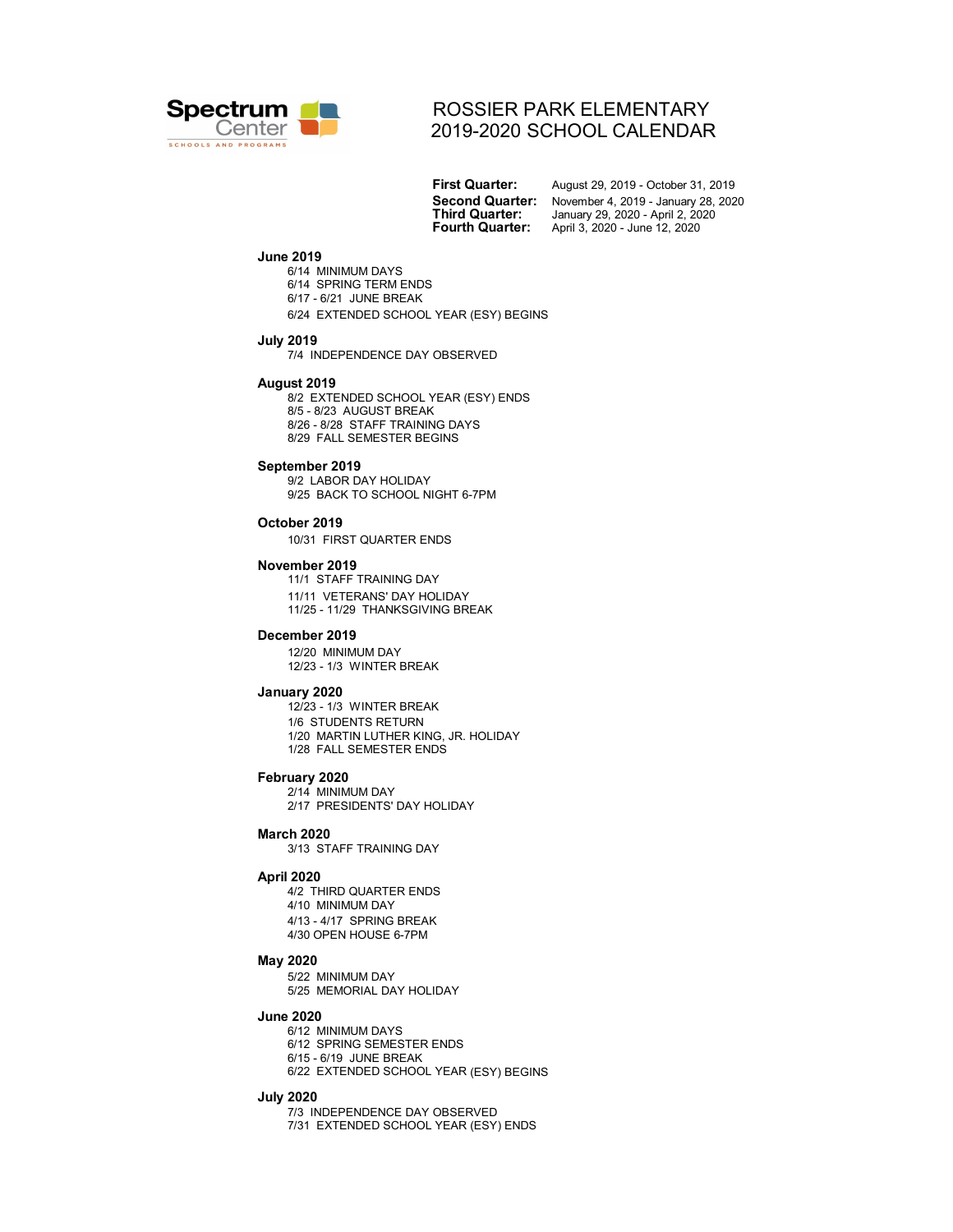Spectrum Center
SCHOOLS AND PROGRAMS

# ROSSIER PARK ELEMENTARY
# 2019-2020 SCHOOL CALENDAR

| | |
|---|---|
| **First Quarter:** | August 29, 2019 - October 31, 2019 |
| **Second Quarter:** | November 4, 2019 - January 28, 2020 |
| **Third Quarter:** | January 29, 2020 - April 2, 2020 |
| **Fourth Quarter:** | April 3, 2020 - June 12, 2020 |

**June 2019**
- 6/14 MINIMUM DAYS
- 6/14 SPRING TERM ENDS
- 6/17 - 6/21 JUNE BREAK
- 6/24 EXTENDED SCHOOL YEAR (ESY) BEGINS

**July 2019**
- 7/4 INDEPENDENCE DAY OBSERVED

**August 2019**
- 8/2 EXTENDED SCHOOL YEAR (ESY) ENDS
- 8/5 - 8/23 AUGUST BREAK
- 8/26 - 8/28 STAFF TRAINING DAYS
- 8/29 FALL SEMESTER BEGINS

**September 2019**
- 9/2 LABOR DAY HOLIDAY
- 9/25 BACK TO SCHOOL NIGHT 6-7PM

**October 2019**
- 10/31 FIRST QUARTER ENDS

**November 2019**
- 11/1 STAFF TRAINING DAY
- 11/11 VETERANS' DAY HOLIDAY
- 11/25 - 11/29 THANKSGIVING BREAK

**December 2019**
- 12/20 MINIMUM DAY
- 12/23 - 1/3 WINTER BREAK

**January 2020**
- 12/23 - 1/3 WINTER BREAK
- 1/6 STUDENTS RETURN
- 1/20 MARTIN LUTHER KING, JR. HOLIDAY
- 1/28 FALL SEMESTER ENDS

**February 2020**
- 2/14 MINIMUM DAY
- 2/17 PRESIDENTS' DAY HOLIDAY

**March 2020**
- 3/13 STAFF TRAINING DAY

**April 2020**
- 4/2 THIRD QUARTER ENDS
- 4/10 MINIMUM DAY
- 4/13 - 4/17 SPRING BREAK
- 4/30 OPEN HOUSE 6-7PM

**May 2020**
- 5/22 MINIMUM DAY
- 5/25 MEMORIAL DAY HOLIDAY

**June 2020**
- 6/12 MINIMUM DAYS
- 6/12 SPRING SEMESTER ENDS
- 6/15 - 6/19 JUNE BREAK
- 6/22 EXTENDED SCHOOL YEAR (ESY) BEGINS

**July 2020**
- 7/3 INDEPENDENCE DAY OBSERVED
- 7/31 EXTENDED SCHOOL YEAR (ESY) ENDS